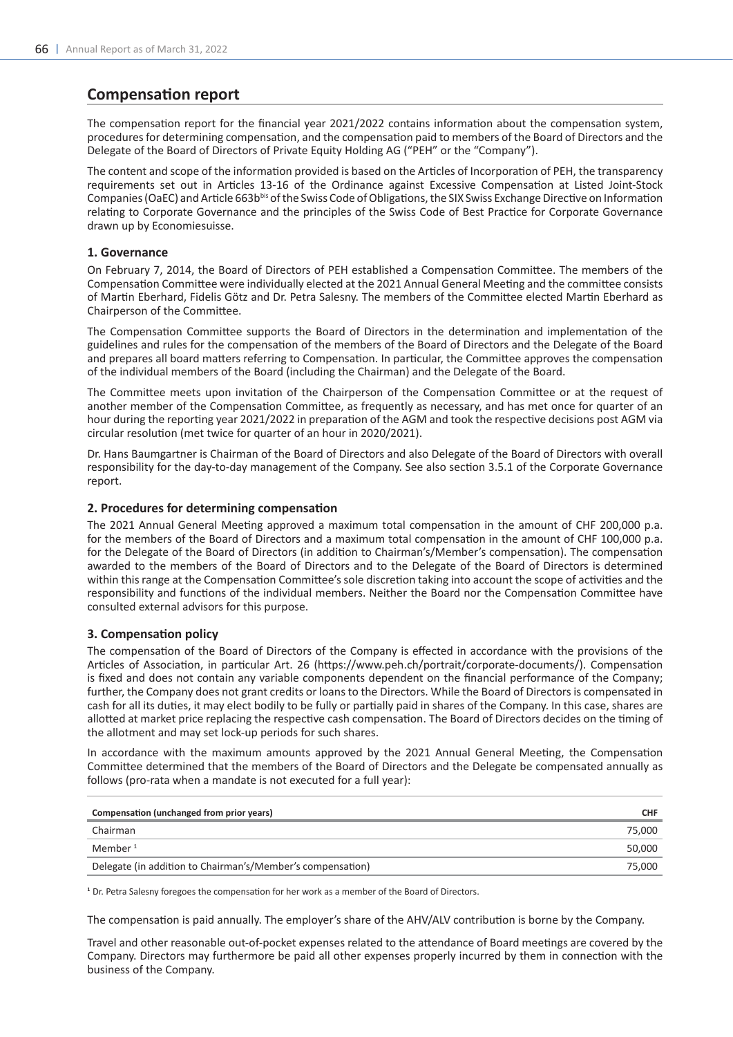# Compensation report

The compensation report for the financial year 2021/2022 contains information about the compensation system, procedures for determining compensation, and the compensation paid to members of the Board of Directors and the Delegate of the Board of Directors of Private Equity Holding AG ("PEH" or the "Company").

The content and scope of the information provided is based on the Articles of Incorporation of PEH, the transparency requirements set out in Articles 13-16 of the Ordinance against Excessive Compensation at Listed Joint-Stock Companies (OaEC) and Article 663b^bis of the Swiss Code of Obligations, the SIX Swiss Exchange Directive on Information relating to Corporate Governance and the principles of the Swiss Code of Best Practice for Corporate Governance drawn up by Economiesuisse.

## 1. Governance

On February 7, 2014, the Board of Directors of PEH established a Compensation Committee. The members of the Compensation Committee were individually elected at the 2021 Annual General Meeting and the committee consists of Martin Eberhard, Fidelis Götz and Dr. Petra Salesny. The members of the Committee elected Martin Eberhard as Chairperson of the Committee.

The Compensation Committee supports the Board of Directors in the determination and implementation of the guidelines and rules for the compensation of the members of the Board of Directors and the Delegate of the Board and prepares all board matters referring to Compensation. In particular, the Committee approves the compensation of the individual members of the Board (including the Chairman) and the Delegate of the Board.

The Committee meets upon invitation of the Chairperson of the Compensation Committee or at the request of another member of the Compensation Committee, as frequently as necessary, and has met once for quarter of an hour during the reporting year 2021/2022 in preparation of the AGM and took the respective decisions post AGM via circular resolution (met twice for quarter of an hour in 2020/2021).

Dr. Hans Baumgartner is Chairman of the Board of Directors and also Delegate of the Board of Directors with overall responsibility for the day-to-day management of the Company. See also section 3.5.1 of the Corporate Governance report.

## 2. Procedures for determining compensation

The 2021 Annual General Meeting approved a maximum total compensation in the amount of CHF 200,000 p.a. for the members of the Board of Directors and a maximum total compensation in the amount of CHF 100,000 p.a. for the Delegate of the Board of Directors (in addition to Chairman's/Member's compensation). The compensation awarded to the members of the Board of Directors and to the Delegate of the Board of Directors is determined within this range at the Compensation Committee's sole discretion taking into account the scope of activities and the responsibility and functions of the individual members. Neither the Board nor the Compensation Committee have consulted external advisors for this purpose.

## 3. Compensation policy

The compensation of the Board of Directors of the Company is effected in accordance with the provisions of the Articles of Association, in particular Art. 26 (https://www.peh.ch/portrait/corporate-documents/). Compensation is fixed and does not contain any variable components dependent on the financial performance of the Company; further, the Company does not grant credits or loans to the Directors. While the Board of Directors is compensated in cash for all its duties, it may elect bodily to be fully or partially paid in shares of the Company. In this case, shares are allotted at market price replacing the respective cash compensation. The Board of Directors decides on the timing of the allotment and may set lock-up periods for such shares.

In accordance with the maximum amounts approved by the 2021 Annual General Meeting, the Compensation Committee determined that the members of the Board of Directors and the Delegate be compensated annually as follows (pro-rata when a mandate is not executed for a full year):

| Compensation (unchanged from prior years) | CHF |
|---|---|
| Chairman | 75,000 |
| Member [1] | 50,000 |
| Delegate (in addition to Chairman's/Member's compensation) | 75,000 |

[1] Dr. Petra Salesny foregoes the compensation for her work as a member of the Board of Directors.

The compensation is paid annually. The employer's share of the AHV/ALV contribution is borne by the Company.

Travel and other reasonable out-of-pocket expenses related to the attendance of Board meetings are covered by the Company. Directors may furthermore be paid all other expenses properly incurred by them in connection with the business of the Company.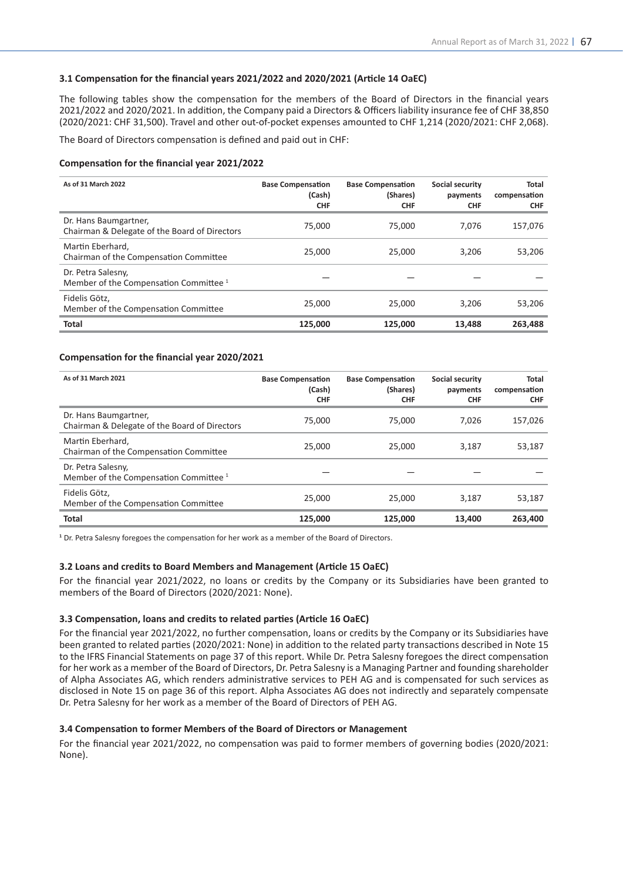### 3.1 Compensation for the financial years 2021/2022 and 2020/2021 (Article 14 OaEC)

The following tables show the compensation for the members of the Board of Directors in the financial years 2021/2022 and 2020/2021. In addition, the Company paid a Directors & Officers liability insurance fee of CHF 38,850 (2020/2021: CHF 31,500). Travel and other out-of-pocket expenses amounted to CHF 1,214 (2020/2021: CHF 2,068).

The Board of Directors compensation is defined and paid out in CHF:

#### Compensation for the financial year 2021/2022

| As of 31 March 2022 | Base Compensation (Cash) CHF | Base Compensation (Shares) CHF | Social security payments CHF | Total compensation CHF |
|---|---|---|---|---|
| Dr. Hans Baumgartner, Chairman & Delegate of the Board of Directors | 75,000 | 75,000 | 7,076 | 157,076 |
| Martin Eberhard, Chairman of the Compensation Committee | 25,000 | 25,000 | 3,206 | 53,206 |
| Dr. Petra Salesny, Member of the Compensation Committee [1] | — | — | — | — |
| Fidelis Götz, Member of the Compensation Committee | 25,000 | 25,000 | 3,206 | 53,206 |
| **Total** | **125,000** | **125,000** | **13,488** | **263,488** |

#### Compensation for the financial year 2020/2021

| As of 31 March 2021 | Base Compensation (Cash) CHF | Base Compensation (Shares) CHF | Social security payments CHF | Total compensation CHF |
|---|---|---|---|---|
| Dr. Hans Baumgartner, Chairman & Delegate of the Board of Directors | 75,000 | 75,000 | 7,026 | 157,026 |
| Martin Eberhard, Chairman of the Compensation Committee | 25,000 | 25,000 | 3,187 | 53,187 |
| Dr. Petra Salesny, Member of the Compensation Committee [1] | — | — | — | — |
| Fidelis Götz, Member of the Compensation Committee | 25,000 | 25,000 | 3,187 | 53,187 |
| **Total** | **125,000** | **125,000** | **13,400** | **263,400** |

[1] Dr. Petra Salesny foregoes the compensation for her work as a member of the Board of Directors.

### 3.2 Loans and credits to Board Members and Management (Article 15 OaEC)

For the financial year 2021/2022, no loans or credits by the Company or its Subsidiaries have been granted to members of the Board of Directors (2020/2021: None).

### 3.3 Compensation, loans and credits to related parties (Article 16 OaEC)

For the financial year 2021/2022, no further compensation, loans or credits by the Company or its Subsidiaries have been granted to related parties (2020/2021: None) in addition to the related party transactions described in Note 15 to the IFRS Financial Statements on page 37 of this report. While Dr. Petra Salesny foregoes the direct compensation for her work as a member of the Board of Directors, Dr. Petra Salesny is a Managing Partner and founding shareholder of Alpha Associates AG, which renders administrative services to PEH AG and is compensated for such services as disclosed in Note 15 on page 36 of this report. Alpha Associates AG does not indirectly and separately compensate Dr. Petra Salesny for her work as a member of the Board of Directors of PEH AG.

### 3.4 Compensation to former Members of the Board of Directors or Management

For the financial year 2021/2022, no compensation was paid to former members of governing bodies (2020/2021: None).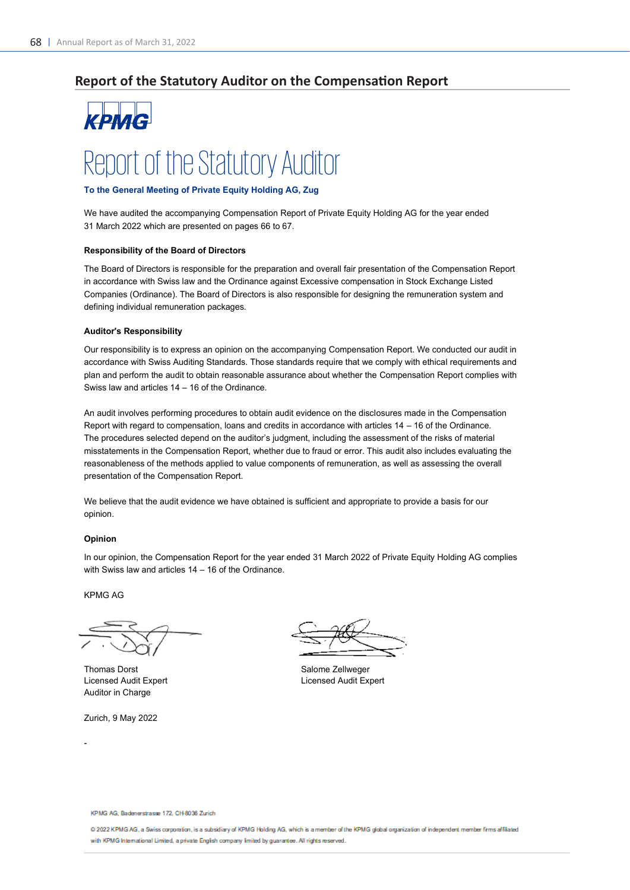## Report of the Statutory Auditor on the Compensation Report

KPMG

# Report of the Statutory Auditor

**To the General Meeting of Private Equity Holding AG, Zug**

We have audited the accompanying Compensation Report of Private Equity Holding AG for the year ended 31 March 2022 which are presented on pages 66 to 67.

**Responsibility of the Board of Directors**

The Board of Directors is responsible for the preparation and overall fair presentation of the Compensation Report in accordance with Swiss law and the Ordinance against Excessive compensation in Stock Exchange Listed Companies (Ordinance). The Board of Directors is also responsible for designing the remuneration system and defining individual remuneration packages.

**Auditor's Responsibility**

Our responsibility is to express an opinion on the accompanying Compensation Report. We conducted our audit in accordance with Swiss Auditing Standards. Those standards require that we comply with ethical requirements and plan and perform the audit to obtain reasonable assurance about whether the Compensation Report complies with Swiss law and articles 14 – 16 of the Ordinance.

An audit involves performing procedures to obtain audit evidence on the disclosures made in the Compensation Report with regard to compensation, loans and credits in accordance with articles 14 – 16 of the Ordinance. The procedures selected depend on the auditor's judgment, including the assessment of the risks of material misstatements in the Compensation Report, whether due to fraud or error. This audit also includes evaluating the reasonableness of the methods applied to value components of remuneration, as well as assessing the overall presentation of the Compensation Report.

We believe that the audit evidence we have obtained is sufficient and appropriate to provide a basis for our opinion.

**Opinion**

In our opinion, the Compensation Report for the year ended 31 March 2022 of Private Equity Holding AG complies with Swiss law and articles 14 – 16 of the Ordinance.

KPMG AG

Thomas Dorst
Licensed Audit Expert
Auditor in Charge

Salome Zellweger
Licensed Audit Expert

Zurich, 9 May 2022

-

KPMG AG, Badenerstrasse 172, CH-8036 Zurich

© 2022 KPMG AG, a Swiss corporation, is a subsidiary of KPMG Holding AG, which is a member of the KPMG global organization of independent member firms affiliated with KPMG International Limited, a private English company limited by guarantee. All rights reserved.